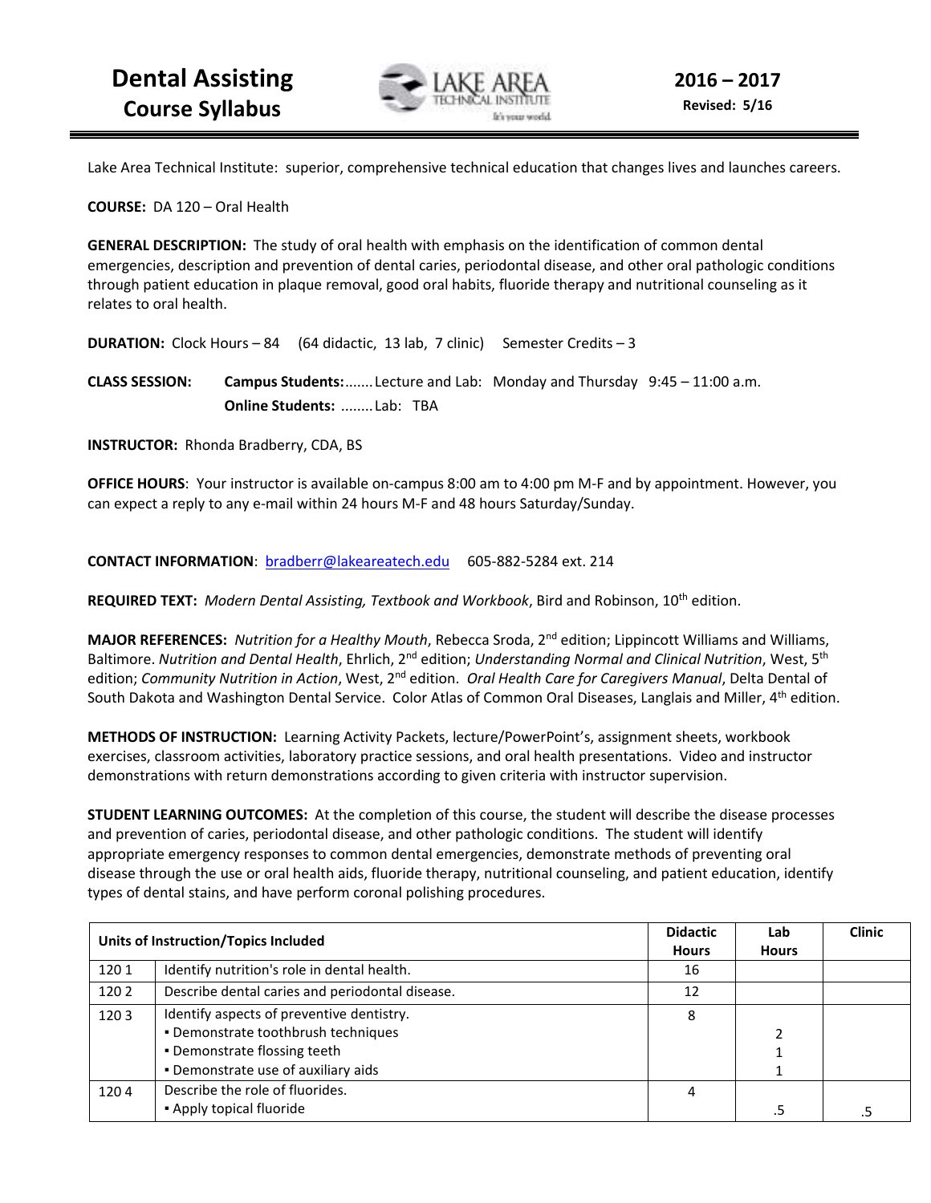# Dental Assisting Course Syllabus

**2016 – 2017**
**Revised: 5/16**

Lake Area Technical Institute: superior, comprehensive technical education that changes lives and launches careers.

**COURSE:** DA 120 – Oral Health

**GENERAL DESCRIPTION:** The study of oral health with emphasis on the identification of common dental emergencies, description and prevention of dental caries, periodontal disease, and other oral pathologic conditions through patient education in plaque removal, good oral habits, fluoride therapy and nutritional counseling as it relates to oral health.

**DURATION:** Clock Hours – 84 (64 didactic, 13 lab, 7 clinic) Semester Credits – 3

**CLASS SESSION:** **Campus Students:**....... Lecture and Lab: Monday and Thursday 9:45 – 11:00 a.m.
**Online Students:** ........ Lab: TBA

**INSTRUCTOR:** Rhonda Bradberry, CDA, BS

**OFFICE HOURS**: Your instructor is available on-campus 8:00 am to 4:00 pm M-F and by appointment. However, you can expect a reply to any e-mail within 24 hours M-F and 48 hours Saturday/Sunday.

**CONTACT INFORMATION**: bradberr@lakeareatech.edu 605-882-5284 ext. 214

**REQUIRED TEXT:** *Modern Dental Assisting, Textbook and Workbook*, Bird and Robinson, 10th edition.

**MAJOR REFERENCES:** *Nutrition for a Healthy Mouth*, Rebecca Sroda, 2nd edition; Lippincott Williams and Williams, Baltimore. *Nutrition and Dental Health*, Ehrlich, 2nd edition; *Understanding Normal and Clinical Nutrition*, West, 5th edition; *Community Nutrition in Action*, West, 2nd edition. *Oral Health Care for Caregivers Manual*, Delta Dental of South Dakota and Washington Dental Service. Color Atlas of Common Oral Diseases, Langlais and Miller, 4th edition.

**METHODS OF INSTRUCTION:** Learning Activity Packets, lecture/PowerPoint's, assignment sheets, workbook exercises, classroom activities, laboratory practice sessions, and oral health presentations. Video and instructor demonstrations with return demonstrations according to given criteria with instructor supervision.

**STUDENT LEARNING OUTCOMES:** At the completion of this course, the student will describe the disease processes and prevention of caries, periodontal disease, and other pathologic conditions. The student will identify appropriate emergency responses to common dental emergencies, demonstrate methods of preventing oral disease through the use or oral health aids, fluoride therapy, nutritional counseling, and patient education, identify types of dental stains, and have perform coronal polishing procedures.

| Units of Instruction/Topics Included | | Didactic Hours | Lab Hours | Clinic |
|---|---|---|---|---|
| 120 1 | Identify nutrition's role in dental health. | 16 | | |
| 120 2 | Describe dental caries and periodontal disease. | 12 | | |
| 120 3 | Identify aspects of preventive dentistry. | 8 | | |
| | ▪ Demonstrate toothbrush techniques | | 2 | |
| | ▪ Demonstrate flossing teeth | | 1 | |
| | ▪ Demonstrate use of auxiliary aids | | 1 | |
| 120 4 | Describe the role of fluorides. | 4 | | |
| | ▪ Apply topical fluoride | | .5 | .5 |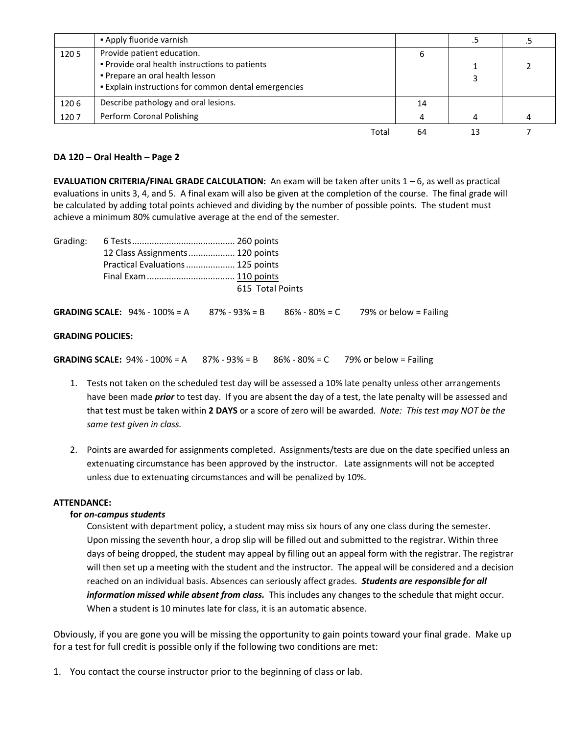|  | ▪ Apply fluoride varnish |  | .5 | .5 |
|---|---|---|---|---|
| 120 5 | Provide patient education.<br>▪ Provide oral health instructions to patients<br>▪ Prepare an oral health lesson<br>▪ Explain instructions for common dental emergencies | 6 | 1<br>3 | 2 |
| 120 6 | Describe pathology and oral lesions. | 14 |  |  |
| 120 7 | Perform Coronal Polishing | 4 | 4 | 4 |
|  | Total | 64 | 13 | 7 |

**DA 120 – Oral Health – Page 2**

**EVALUATION CRITERIA/FINAL GRADE CALCULATION:** An exam will be taken after units 1 – 6, as well as practical evaluations in units 3, 4, and 5. A final exam will also be given at the completion of the course. The final grade will be calculated by adding total points achieved and dividing by the number of possible points. The student must achieve a minimum 80% cumulative average at the end of the semester.

Grading:
- 6 Tests ......................................... 260 points
- 12 Class Assignments .................. 120 points
- Practical Evaluations ................... 125 points
- Final Exam ................................... 110 points

615 Total Points

**GRADING SCALE:** 94% - 100% = A 87% - 93% = B 86% - 80% = C 79% or below = Failing

**GRADING POLICIES:**

**GRADING SCALE:** 94% - 100% = A 87% - 93% = B 86% - 80% = C 79% or below = Failing

1. Tests not taken on the scheduled test day will be assessed a 10% late penalty unless other arrangements have been made ***prior*** to test day. If you are absent the day of a test, the late penalty will be assessed and that test must be taken within **2 DAYS** or a score of zero will be awarded. *Note: This test may NOT be the same test given in class.*

2. Points are awarded for assignments completed. Assignments/tests are due on the date specified unless an extenuating circumstance has been approved by the instructor. Late assignments will not be accepted unless due to extenuating circumstances and will be penalized by 10%.

**ATTENDANCE:**

**for *on-campus students***

Consistent with department policy, a student may miss six hours of any one class during the semester. Upon missing the seventh hour, a drop slip will be filled out and submitted to the registrar. Within three days of being dropped, the student may appeal by filling out an appeal form with the registrar. The registrar will then set up a meeting with the student and the instructor. The appeal will be considered and a decision reached on an individual basis. Absences can seriously affect grades. ***Students are responsible for all information missed while absent from class.*** This includes any changes to the schedule that might occur. When a student is 10 minutes late for class, it is an automatic absence.

Obviously, if you are gone you will be missing the opportunity to gain points toward your final grade. Make up for a test for full credit is possible only if the following two conditions are met:

1. You contact the course instructor prior to the beginning of class or lab.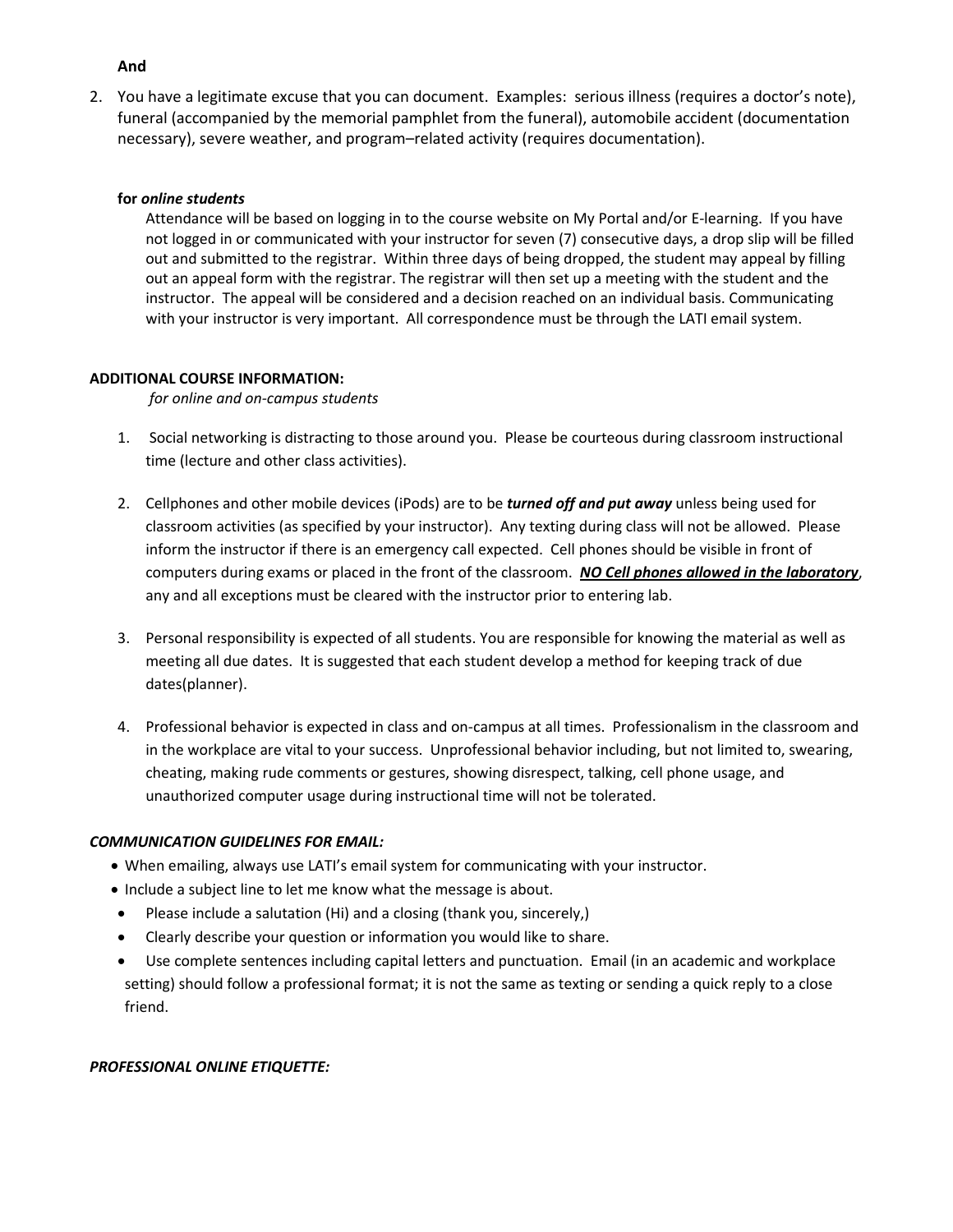**And**

2. You have a legitimate excuse that you can document. Examples: serious illness (requires a doctor's note), funeral (accompanied by the memorial pamphlet from the funeral), automobile accident (documentation necessary), severe weather, and program–related activity (requires documentation).

**for *online students***

Attendance will be based on logging in to the course website on My Portal and/or E-learning. If you have not logged in or communicated with your instructor for seven (7) consecutive days, a drop slip will be filled out and submitted to the registrar. Within three days of being dropped, the student may appeal by filling out an appeal form with the registrar. The registrar will then set up a meeting with the student and the instructor. The appeal will be considered and a decision reached on an individual basis. Communicating with your instructor is very important. All correspondence must be through the LATI email system.

**ADDITIONAL COURSE INFORMATION:**

*for online and on-campus students*

1. Social networking is distracting to those around you. Please be courteous during classroom instructional time (lecture and other class activities).

2. Cellphones and other mobile devices (iPods) are to be ***turned off and put away*** unless being used for classroom activities (as specified by your instructor). Any texting during class will not be allowed. Please inform the instructor if there is an emergency call expected. Cell phones should be visible in front of computers during exams or placed in the front of the classroom. ***<u>NO Cell phones allowed in the laboratory</u>***, any and all exceptions must be cleared with the instructor prior to entering lab.

3. Personal responsibility is expected of all students. You are responsible for knowing the material as well as meeting all due dates. It is suggested that each student develop a method for keeping track of due dates(planner).

4. Professional behavior is expected in class and on-campus at all times. Professionalism in the classroom and in the workplace are vital to your success. Unprofessional behavior including, but not limited to, swearing, cheating, making rude comments or gestures, showing disrespect, talking, cell phone usage, and unauthorized computer usage during instructional time will not be tolerated.

***COMMUNICATION GUIDELINES FOR EMAIL:***

- When emailing, always use LATI's email system for communicating with your instructor.
- Include a subject line to let me know what the message is about.
- Please include a salutation (Hi) and a closing (thank you, sincerely,)
- Clearly describe your question or information you would like to share.
- Use complete sentences including capital letters and punctuation. Email (in an academic and workplace setting) should follow a professional format; it is not the same as texting or sending a quick reply to a close friend.

***PROFESSIONAL ONLINE ETIQUETTE:***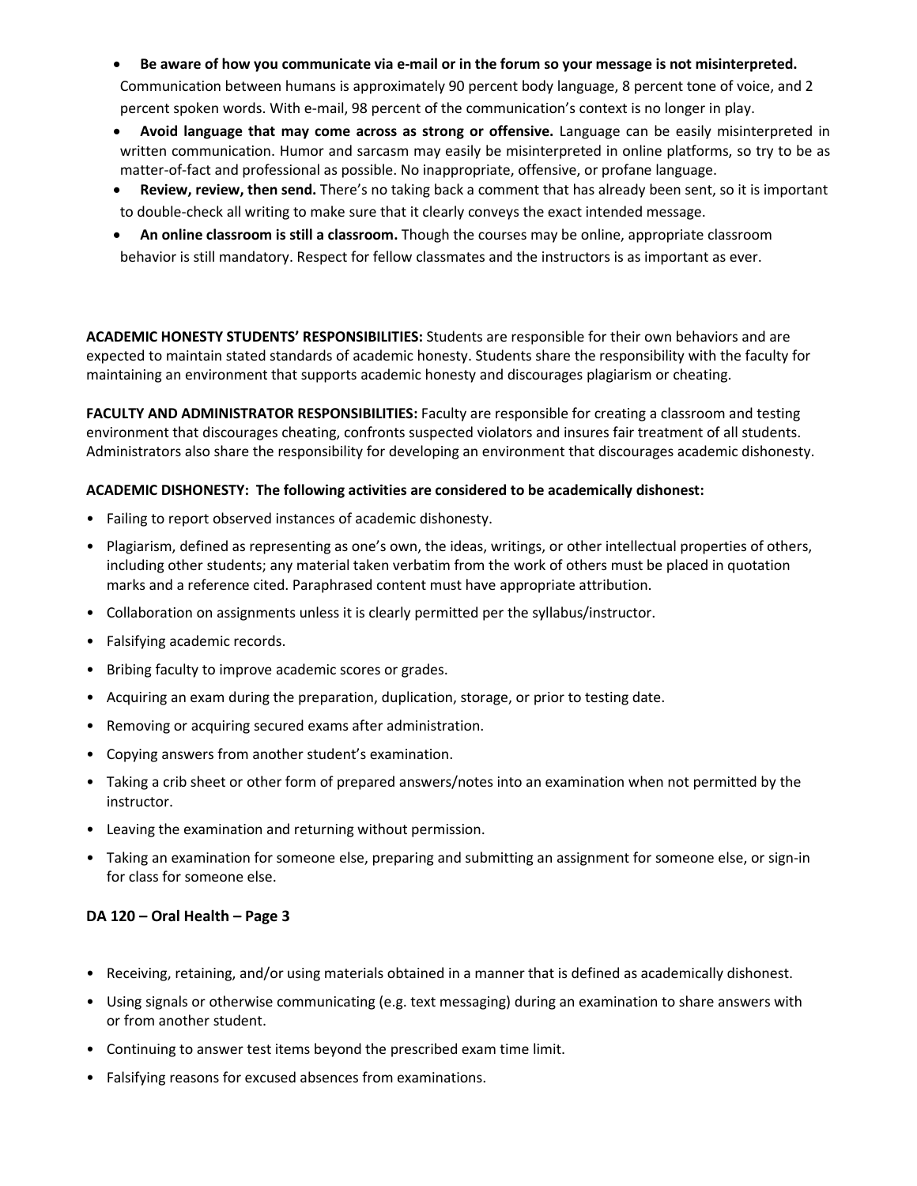- **Be aware of how you communicate via e-mail or in the forum so your message is not misinterpreted.** Communication between humans is approximately 90 percent body language, 8 percent tone of voice, and 2 percent spoken words. With e-mail, 98 percent of the communication's context is no longer in play.
- **Avoid language that may come across as strong or offensive.** Language can be easily misinterpreted in written communication. Humor and sarcasm may easily be misinterpreted in online platforms, so try to be as matter-of-fact and professional as possible. No inappropriate, offensive, or profane language.
- **Review, review, then send.** There's no taking back a comment that has already been sent, so it is important to double-check all writing to make sure that it clearly conveys the exact intended message.
- **An online classroom is still a classroom.** Though the courses may be online, appropriate classroom behavior is still mandatory. Respect for fellow classmates and the instructors is as important as ever.

**ACADEMIC HONESTY STUDENTS' RESPONSIBILITIES:** Students are responsible for their own behaviors and are expected to maintain stated standards of academic honesty. Students share the responsibility with the faculty for maintaining an environment that supports academic honesty and discourages plagiarism or cheating.

**FACULTY AND ADMINISTRATOR RESPONSIBILITIES:** Faculty are responsible for creating a classroom and testing environment that discourages cheating, confronts suspected violators and insures fair treatment of all students. Administrators also share the responsibility for developing an environment that discourages academic dishonesty.

**ACADEMIC DISHONESTY: The following activities are considered to be academically dishonest:**

- Failing to report observed instances of academic dishonesty.
- Plagiarism, defined as representing as one's own, the ideas, writings, or other intellectual properties of others, including other students; any material taken verbatim from the work of others must be placed in quotation marks and a reference cited. Paraphrased content must have appropriate attribution.
- Collaboration on assignments unless it is clearly permitted per the syllabus/instructor.
- Falsifying academic records.
- Bribing faculty to improve academic scores or grades.
- Acquiring an exam during the preparation, duplication, storage, or prior to testing date.
- Removing or acquiring secured exams after administration.
- Copying answers from another student's examination.
- Taking a crib sheet or other form of prepared answers/notes into an examination when not permitted by the instructor.
- Leaving the examination and returning without permission.
- Taking an examination for someone else, preparing and submitting an assignment for someone else, or sign-in for class for someone else.
- Receiving, retaining, and/or using materials obtained in a manner that is defined as academically dishonest.
- Using signals or otherwise communicating (e.g. text messaging) during an examination to share answers with or from another student.
- Continuing to answer test items beyond the prescribed exam time limit.
- Falsifying reasons for excused absences from examinations.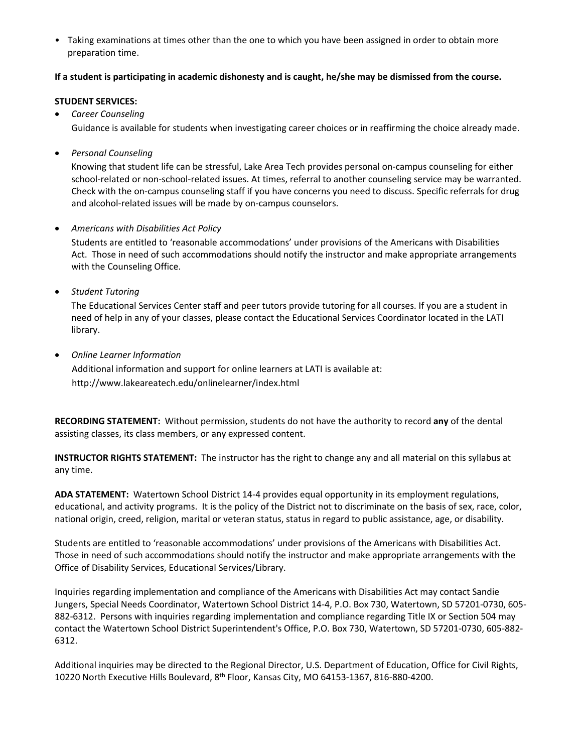- Taking examinations at times other than the one to which you have been assigned in order to obtain more preparation time.

**If a student is participating in academic dishonesty and is caught, he/she may be dismissed from the course.**

**STUDENT SERVICES:**

- *Career Counseling*

  Guidance is available for students when investigating career choices or in reaffirming the choice already made.

- *Personal Counseling*

  Knowing that student life can be stressful, Lake Area Tech provides personal on-campus counseling for either school-related or non-school-related issues. At times, referral to another counseling service may be warranted. Check with the on-campus counseling staff if you have concerns you need to discuss. Specific referrals for drug and alcohol-related issues will be made by on-campus counselors.

- *Americans with Disabilities Act Policy*

  Students are entitled to 'reasonable accommodations' under provisions of the Americans with Disabilities Act. Those in need of such accommodations should notify the instructor and make appropriate arrangements with the Counseling Office.

- *Student Tutoring*

  The Educational Services Center staff and peer tutors provide tutoring for all courses. If you are a student in need of help in any of your classes, please contact the Educational Services Coordinator located in the LATI library.

- *Online Learner Information*

  Additional information and support for online learners at LATI is available at:
  http://www.lakeareatech.edu/onlinelearner/index.html

**RECORDING STATEMENT:** Without permission, students do not have the authority to record **any** of the dental assisting classes, its class members, or any expressed content.

**INSTRUCTOR RIGHTS STATEMENT:** The instructor has the right to change any and all material on this syllabus at any time.

**ADA STATEMENT:** Watertown School District 14-4 provides equal opportunity in its employment regulations, educational, and activity programs. It is the policy of the District not to discriminate on the basis of sex, race, color, national origin, creed, religion, marital or veteran status, status in regard to public assistance, age, or disability.

Students are entitled to 'reasonable accommodations' under provisions of the Americans with Disabilities Act. Those in need of such accommodations should notify the instructor and make appropriate arrangements with the Office of Disability Services, Educational Services/Library.

Inquiries regarding implementation and compliance of the Americans with Disabilities Act may contact Sandie Jungers, Special Needs Coordinator, Watertown School District 14-4, P.O. Box 730, Watertown, SD 57201-0730, 605-882-6312. Persons with inquiries regarding implementation and compliance regarding Title IX or Section 504 may contact the Watertown School District Superintendent's Office, P.O. Box 730, Watertown, SD 57201-0730, 605-882-6312.

Additional inquiries may be directed to the Regional Director, U.S. Department of Education, Office for Civil Rights, 10220 North Executive Hills Boulevard, 8th Floor, Kansas City, MO 64153-1367, 816-880-4200.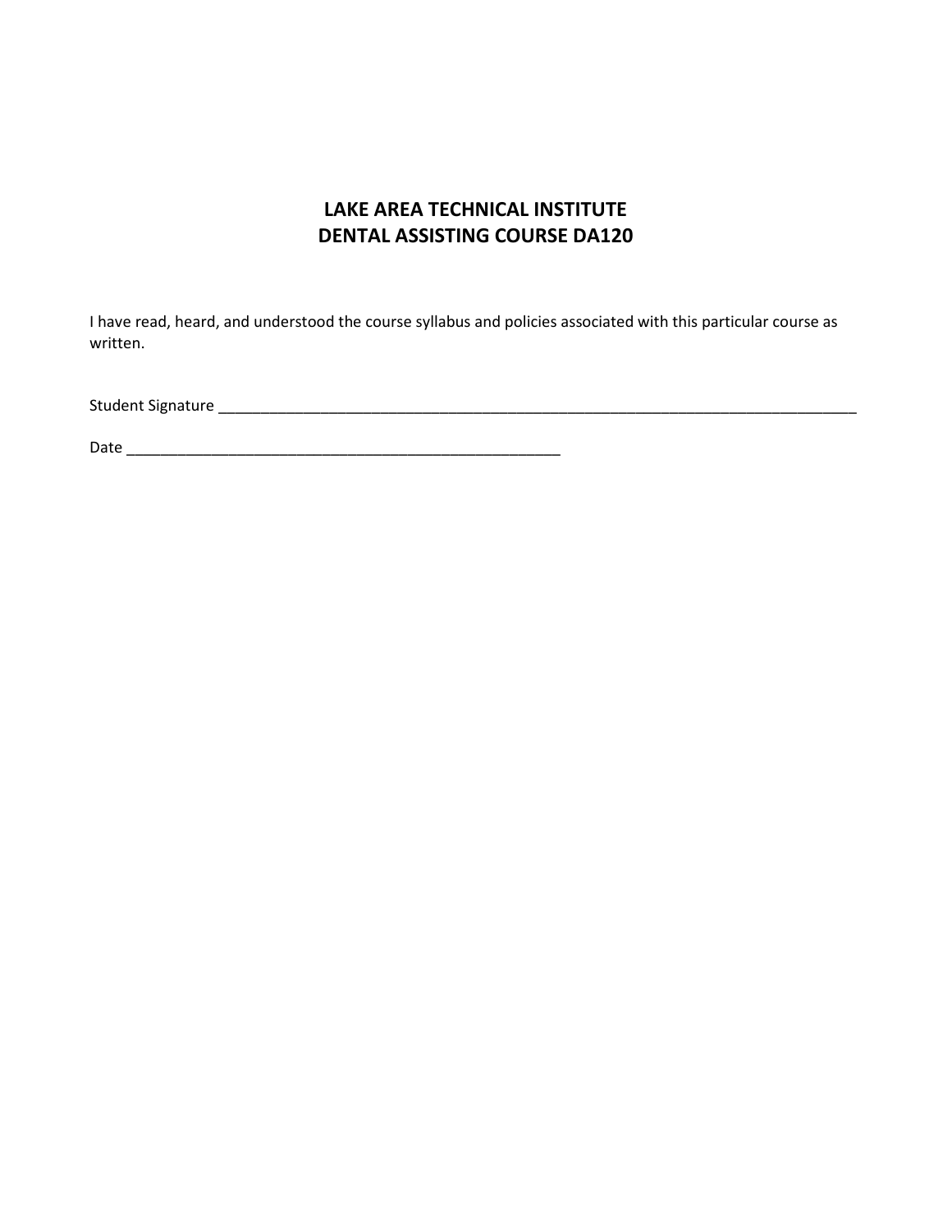# LAKE AREA TECHNICAL INSTITUTE
# DENTAL ASSISTING COURSE DA120

I have read, heard, and understood the course syllabus and policies associated with this particular course as written.

Student Signature ___________________________________________________________________________

Date ___________________________________________________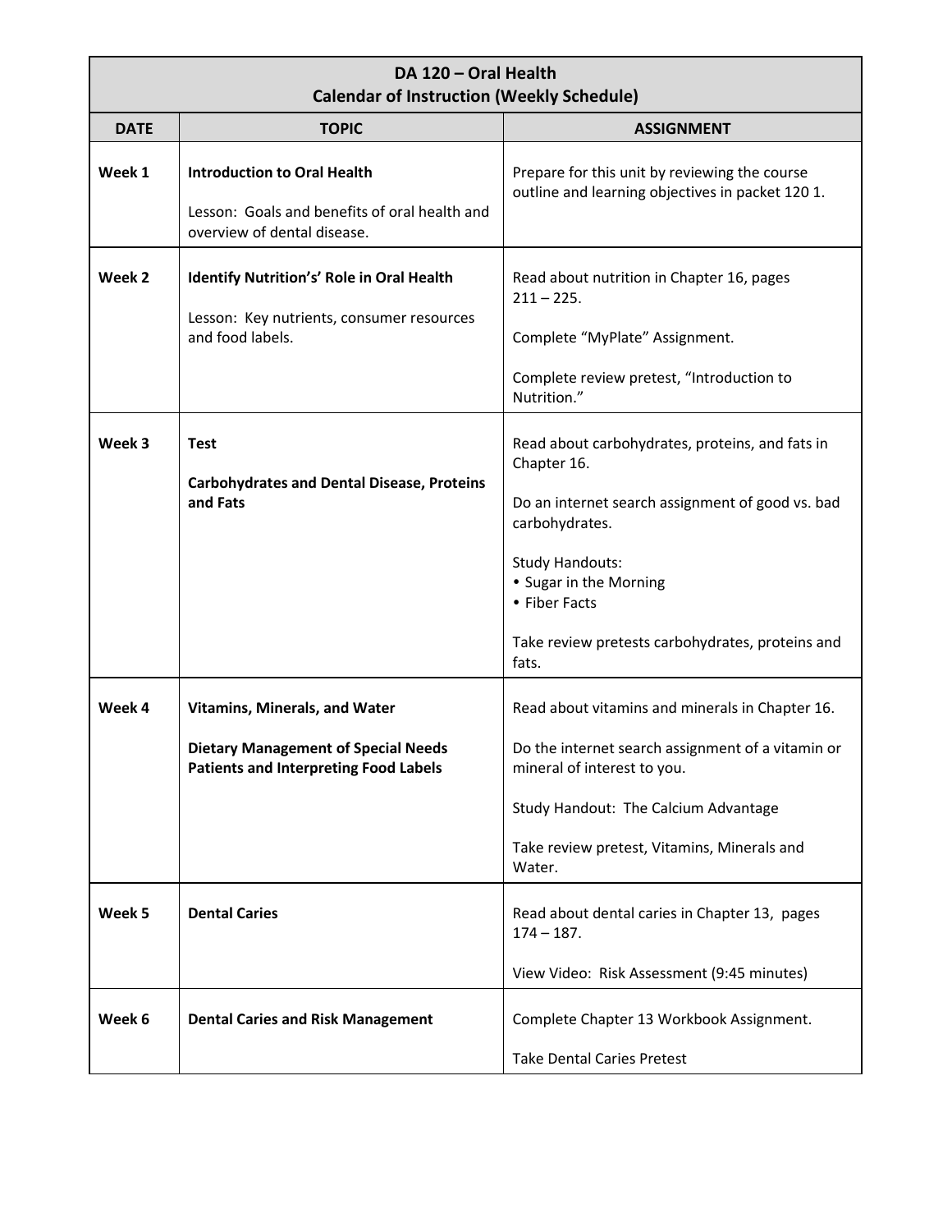| DA 120 – Oral Health<br>Calendar of Instruction (Weekly Schedule) | | |
|---|---|---|
| **DATE** | **TOPIC** | **ASSIGNMENT** |
| **Week 1** | **Introduction to Oral Health**<br><br>Lesson: Goals and benefits of oral health and overview of dental disease. | Prepare for this unit by reviewing the course outline and learning objectives in packet 120 1. |
| **Week 2** | **Identify Nutrition's' Role in Oral Health**<br><br>Lesson: Key nutrients, consumer resources and food labels. | Read about nutrition in Chapter 16, pages 211 – 225.<br><br>Complete "MyPlate" Assignment.<br><br>Complete review pretest, "Introduction to Nutrition." |
| **Week 3** | **Test**<br><br>**Carbohydrates and Dental Disease, Proteins and Fats** | Read about carbohydrates, proteins, and fats in Chapter 16.<br><br>Do an internet search assignment of good vs. bad carbohydrates.<br><br>Study Handouts:<br>• Sugar in the Morning<br>• Fiber Facts<br><br>Take review pretests carbohydrates, proteins and fats. |
| **Week 4** | **Vitamins, Minerals, and Water**<br><br>**Dietary Management of Special Needs Patients and Interpreting Food Labels** | Read about vitamins and minerals in Chapter 16.<br><br>Do the internet search assignment of a vitamin or mineral of interest to you.<br><br>Study Handout: The Calcium Advantage<br><br>Take review pretest, Vitamins, Minerals and Water. |
| **Week 5** | **Dental Caries** | Read about dental caries in Chapter 13, pages 174 – 187.<br><br>View Video: Risk Assessment (9:45 minutes) |
| **Week 6** | **Dental Caries and Risk Management** | Complete Chapter 13 Workbook Assignment.<br><br>Take Dental Caries Pretest |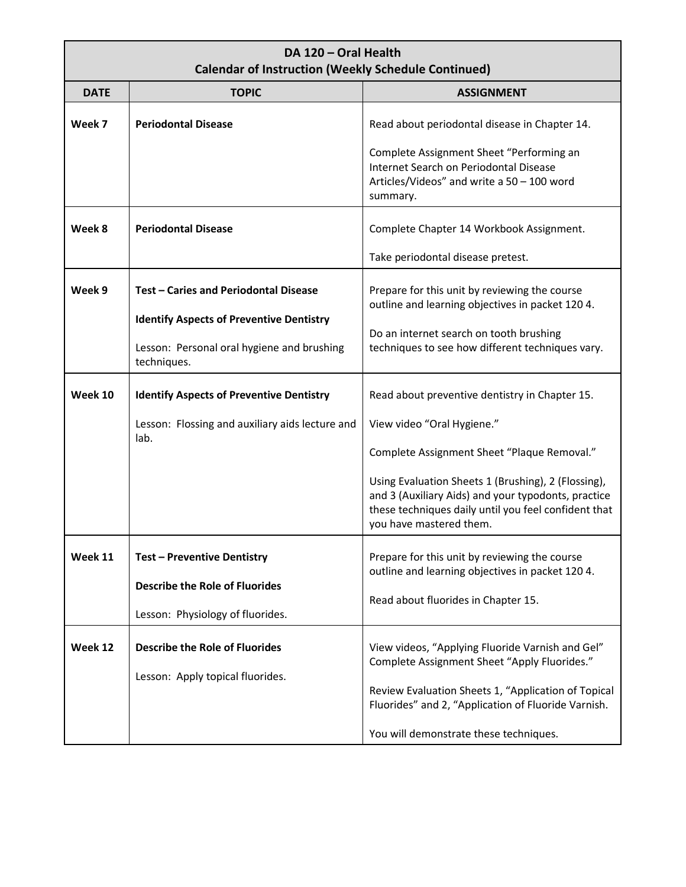| DA 120 – Oral Health<br>Calendar of Instruction (Weekly Schedule Continued) | | |
|---|---|---|
| **DATE** | **TOPIC** | **ASSIGNMENT** |
| **Week 7** | **Periodontal Disease** | Read about periodontal disease in Chapter 14.<br><br>Complete Assignment Sheet "Performing an Internet Search on Periodontal Disease Articles/Videos" and write a 50 – 100 word summary. |
| **Week 8** | **Periodontal Disease** | Complete Chapter 14 Workbook Assignment.<br><br>Take periodontal disease pretest. |
| **Week 9** | **Test – Caries and Periodontal Disease**<br><br>**Identify Aspects of Preventive Dentistry**<br><br>Lesson: Personal oral hygiene and brushing techniques. | Prepare for this unit by reviewing the course outline and learning objectives in packet 120 4.<br><br>Do an internet search on tooth brushing techniques to see how different techniques vary. |
| **Week 10** | **Identify Aspects of Preventive Dentistry**<br><br>Lesson: Flossing and auxiliary aids lecture and lab. | Read about preventive dentistry in Chapter 15.<br><br>View video "Oral Hygiene."<br><br>Complete Assignment Sheet "Plaque Removal."<br><br>Using Evaluation Sheets 1 (Brushing), 2 (Flossing), and 3 (Auxiliary Aids) and your typodonts, practice these techniques daily until you feel confident that you have mastered them. |
| **Week 11** | **Test – Preventive Dentistry**<br><br>**Describe the Role of Fluorides**<br><br>Lesson: Physiology of fluorides. | Prepare for this unit by reviewing the course outline and learning objectives in packet 120 4.<br><br>Read about fluorides in Chapter 15. |
| **Week 12** | **Describe the Role of Fluorides**<br><br>Lesson: Apply topical fluorides. | View videos, "Applying Fluoride Varnish and Gel" Complete Assignment Sheet "Apply Fluorides."<br><br>Review Evaluation Sheets 1, "Application of Topical Fluorides" and 2, "Application of Fluoride Varnish.<br><br>You will demonstrate these techniques. |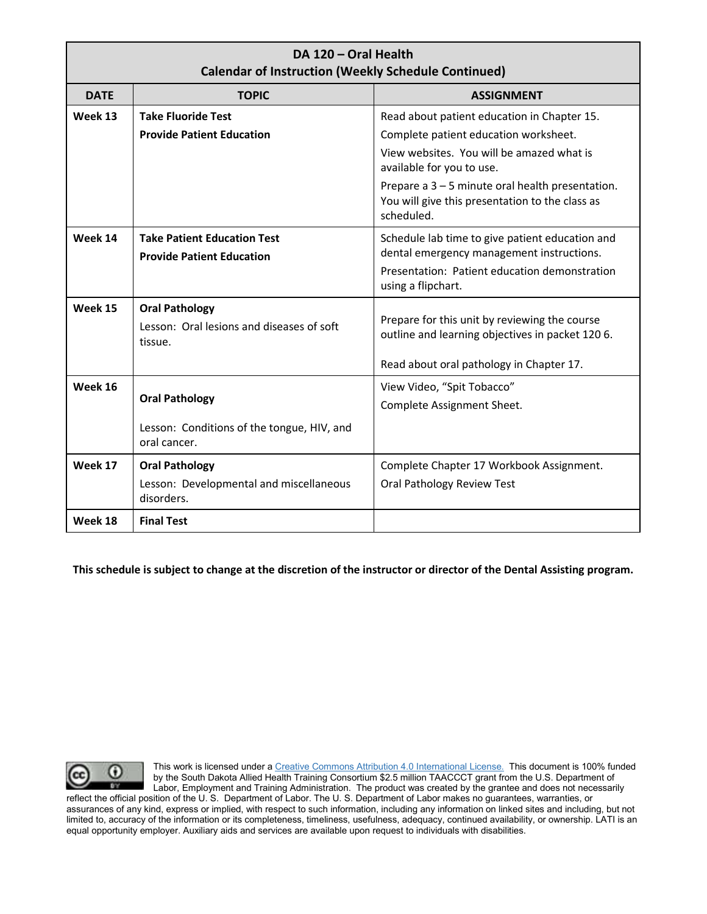| DA 120 – Oral Health<br>Calendar of Instruction (Weekly Schedule Continued) | | |
|---|---|---|
| **DATE** | **TOPIC** | **ASSIGNMENT** |
| **Week 13** | **Take Fluoride Test**<br>**Provide Patient Education** | Read about patient education in Chapter 15.<br>Complete patient education worksheet.<br>View websites. You will be amazed what is available for you to use.<br>Prepare a 3 – 5 minute oral health presentation. You will give this presentation to the class as scheduled. |
| **Week 14** | **Take Patient Education Test**<br>**Provide Patient Education** | Schedule lab time to give patient education and dental emergency management instructions.<br>Presentation: Patient education demonstration using a flipchart. |
| **Week 15** | **Oral Pathology**<br>Lesson: Oral lesions and diseases of soft tissue. | Prepare for this unit by reviewing the course outline and learning objectives in packet 120 6.<br>Read about oral pathology in Chapter 17. |
| **Week 16** | **Oral Pathology**<br>Lesson: Conditions of the tongue, HIV, and oral cancer. | View Video, "Spit Tobacco"<br>Complete Assignment Sheet. |
| **Week 17** | **Oral Pathology**<br>Lesson: Developmental and miscellaneous disorders. | Complete Chapter 17 Workbook Assignment.<br>Oral Pathology Review Test |
| **Week 18** | **Final Test** | |

**This schedule is subject to change at the discretion of the instructor or director of the Dental Assisting program.**

This work is licensed under a Creative Commons Attribution 4.0 International License. This document is 100% funded by the South Dakota Allied Health Training Consortium $2.5 million TAACCCT grant from the U.S. Department of Labor, Employment and Training Administration. The product was created by the grantee and does not necessarily reflect the official position of the U. S. Department of Labor. The U. S. Department of Labor makes no guarantees, warranties, or assurances of any kind, express or implied, with respect to such information, including any information on linked sites and including, but not limited to, accuracy of the information or its completeness, timeliness, usefulness, adequacy, continued availability, or ownership. LATI is an equal opportunity employer. Auxiliary aids and services are available upon request to individuals with disabilities.